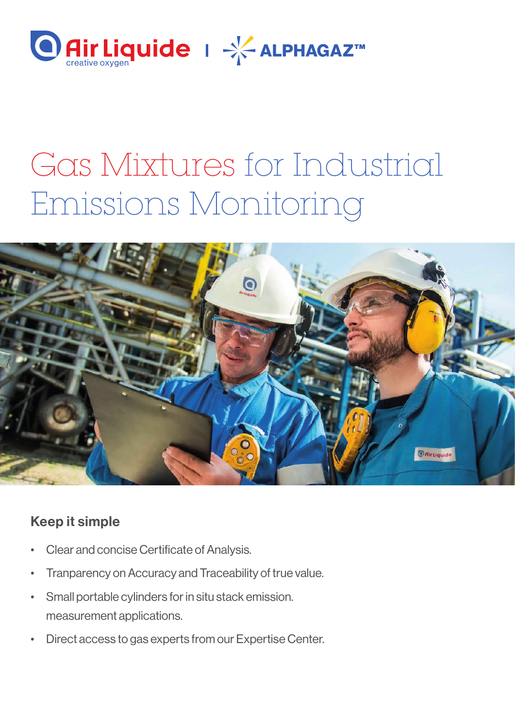Air Liquide creative oxygen | ALPHAGAZ™

# Gas Mixtures for Industrial Emissions Monitoring

## Keep it simple

- Clear and concise Certificate of Analysis.
- Tranparency on Accuracy and Traceability of true value.
- Small portable cylinders for in situ stack emission. measurement applications.
- Direct access to gas experts from our Expertise Center.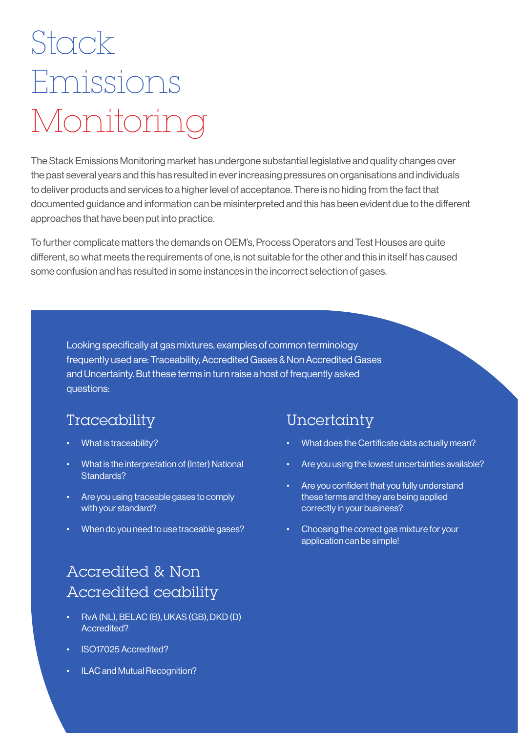# Stack Emissions Monitoring

The Stack Emissions Monitoring market has undergone substantial legislative and quality changes over the past several years and this has resulted in ever increasing pressures on organisations and individuals to deliver products and services to a higher level of acceptance. There is no hiding from the fact that documented guidance and information can be misinterpreted and this has been evident due to the different approaches that have been put into practice.

To further complicate matters the demands on OEM's, Process Operators and Test Houses are quite different, so what meets the requirements of one, is not suitable for the other and this in itself has caused some confusion and has resulted in some instances in the incorrect selection of gases.

Looking specifically at gas mixtures, examples of common terminology frequently used are: Traceability, Accredited Gases & Non Accredited Gases and Uncertainty. But these terms in turn raise a host of frequently asked questions:

## Traceability

- What is traceability?
- What is the interpretation of (Inter) National Standards?
- Are you using traceable gases to comply with your standard?
- When do you need to use traceable gases?

## Accredited & Non Accredited ceability

- RvA (NL), BELAC (B), UKAS (GB), DKD (D) Accredited?
- ISO17025 Accredited?
- ILAC and Mutual Recognition?

## Uncertainty

- What does the Certificate data actually mean?
- Are you using the lowest uncertainties available?
- Are you confident that you fully understand these terms and they are being applied correctly in your business?
- Choosing the correct gas mixture for your application can be simple!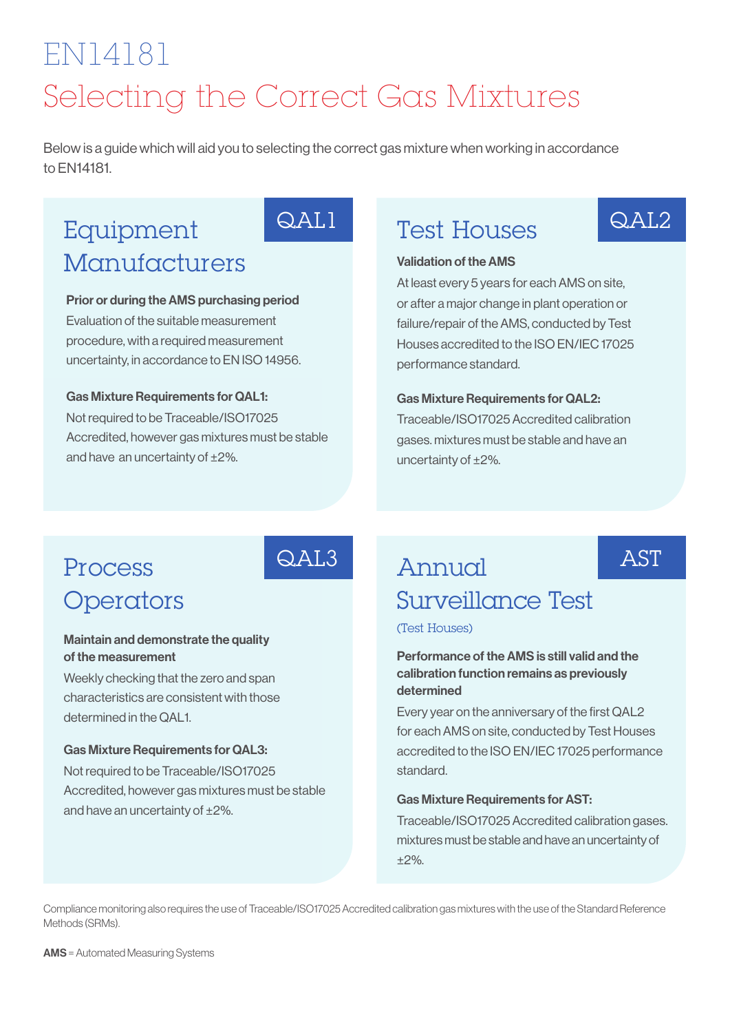# EN14181

# Selecting the Correct Gas Mixtures

Below is a guide which will aid you to selecting the correct gas mixture when working in accordance to EN14181.

## Equipment Manufacturers

**QAL1**

**Prior or during the AMS purchasing period**

Evaluation of the suitable measurement procedure, with a required measurement uncertainty, in accordance to EN ISO 14956.

**Gas Mixture Requirements for QAL1:**

Not required to be Traceable/ISO17025 Accredited, however gas mixtures must be stable and have an uncertainty of ±2%.

## Test Houses

**QAL2**

**Validation of the AMS**

At least every 5 years for each AMS on site, or after a major change in plant operation or failure/repair of the AMS, conducted by Test Houses accredited to the ISO EN/IEC 17025 performance standard.

**Gas Mixture Requirements for QAL2:**

Traceable/ISO17025 Accredited calibration gases. mixtures must be stable and have an uncertainty of ±2%.

## Process Operators

**QAL3**

**Maintain and demonstrate the quality of the measurement**

Weekly checking that the zero and span characteristics are consistent with those determined in the QAL1.

**Gas Mixture Requirements for QAL3:**

Not required to be Traceable/ISO17025 Accredited, however gas mixtures must be stable and have an uncertainty of ±2%.

## Annual Surveillance Test

**AST**

(Test Houses)

**Performance of the AMS is still valid and the calibration function remains as previously determined**

Every year on the anniversary of the first QAL2 for each AMS on site, conducted by Test Houses accredited to the ISO EN/IEC 17025 performance standard.

**Gas Mixture Requirements for AST:**

Traceable/ISO17025 Accredited calibration gases. mixtures must be stable and have an uncertainty of ±2%.

Compliance monitoring also requires the use of Traceable/ISO17025 Accredited calibration gas mixtures with the use of the Standard Reference Methods (SRMs).

**AMS** = Automated Measuring Systems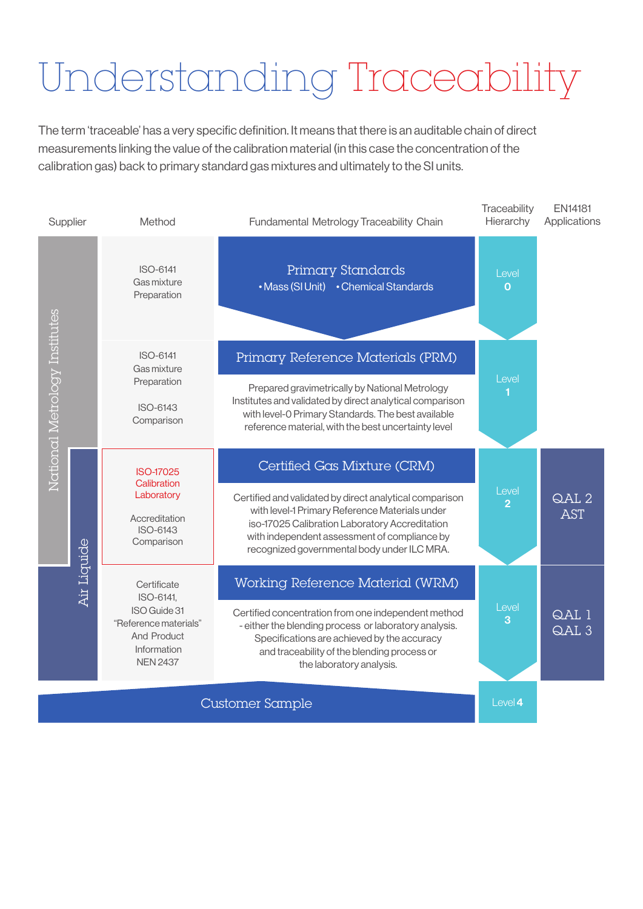# Understanding Traceability

The term 'traceable' has a very specific definition. It means that there is an auditable chain of direct measurements linking the value of the calibration material (in this case the concentration of the calibration gas) back to primary standard gas mixtures and ultimately to the SI units.

| Supplier | Method | Fundamental Metrology Traceability Chain | Traceability Hierarchy | EN14181 Applications |
|---|---|---|---|---|
| National Metrology Institutes | ISO-6141 Gas mixture Preparation | **Primary Standards** • Mass (SI Unit) • Chemical Standards | Level 0 | |
| National Metrology Institutes | ISO-6141 Gas mixture Preparation<br>ISO-6143 Comparison | **Primary Reference Materials (PRM)**<br>Prepared gravimetrically by National Metrology Institutes and validated by direct analytical comparison with level-0 Primary Standards. The best available reference material, with the best uncertainty level | Level 1 | |
| National Metrology Institutes / Air Liquide | ISO-17025 Calibration Laboratory<br>Accreditation ISO-6143 Comparison | **Certified Gas Mixture (CRM)**<br>Certified and validated by direct analytical comparison with level-1 Primary Reference Materials under iso-17025 Calibration Laboratory Accreditation with independent assessment of compliance by recognized governmental body under ILC MRA. | Level 2 | QAL 2<br>AST |
| Air Liquide | Certificate ISO-6141, ISO Guide 31 "Reference materials" And Product Information NEN 2437 | **Working Reference Material (WRM)**<br>Certified concentration from one independent method - either the blending process or laboratory analysis. Specifications are achieved by the accuracy and traceability of the blending process or the laboratory analysis. | Level 3 | QAL 1<br>QAL 3 |
| | | **Customer Sample** | Level 4 | |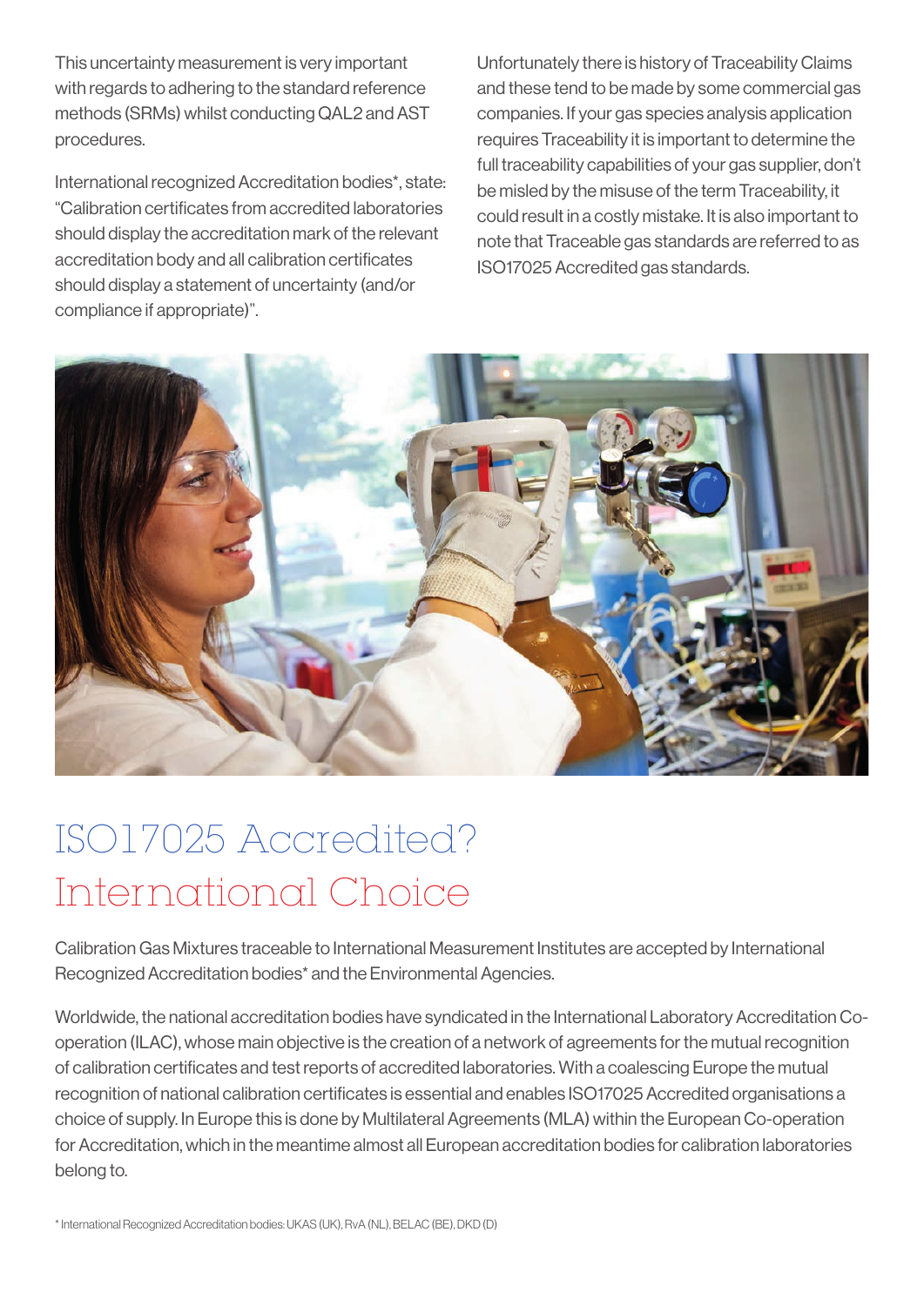This uncertainty measurement is very important with regards to adhering to the standard reference methods (SRMs) whilst conducting QAL2 and AST procedures.

International recognized Accreditation bodies*, state: "Calibration certificates from accredited laboratories should display the accreditation mark of the relevant accreditation body and all calibration certificates should display a statement of uncertainty (and/or compliance if appropriate)".

Unfortunately there is history of Traceability Claims and these tend to be made by some commercial gas companies. If your gas species analysis application requires Traceability it is important to determine the full traceability capabilities of your gas supplier, don't be misled by the misuse of the term Traceability, it could result in a costly mistake. It is also important to note that Traceable gas standards are referred to as ISO17025 Accredited gas standards.

# ISO17025 Accredited? International Choice

Calibration Gas Mixtures traceable to International Measurement Institutes are accepted by International Recognized Accreditation bodies* and the Environmental Agencies.

Worldwide, the national accreditation bodies have syndicated in the International Laboratory Accreditation Co-operation (ILAC), whose main objective is the creation of a network of agreements for the mutual recognition of calibration certificates and test reports of accredited laboratories. With a coalescing Europe the mutual recognition of national calibration certificates is essential and enables ISO17025 Accredited organisations a choice of supply. In Europe this is done by Multilateral Agreements (MLA) within the European Co-operation for Accreditation, which in the meantime almost all European accreditation bodies for calibration laboratories belong to.

* International Recognized Accreditation bodies: UKAS (UK), RvA (NL), BELAC (BE), DKD (D)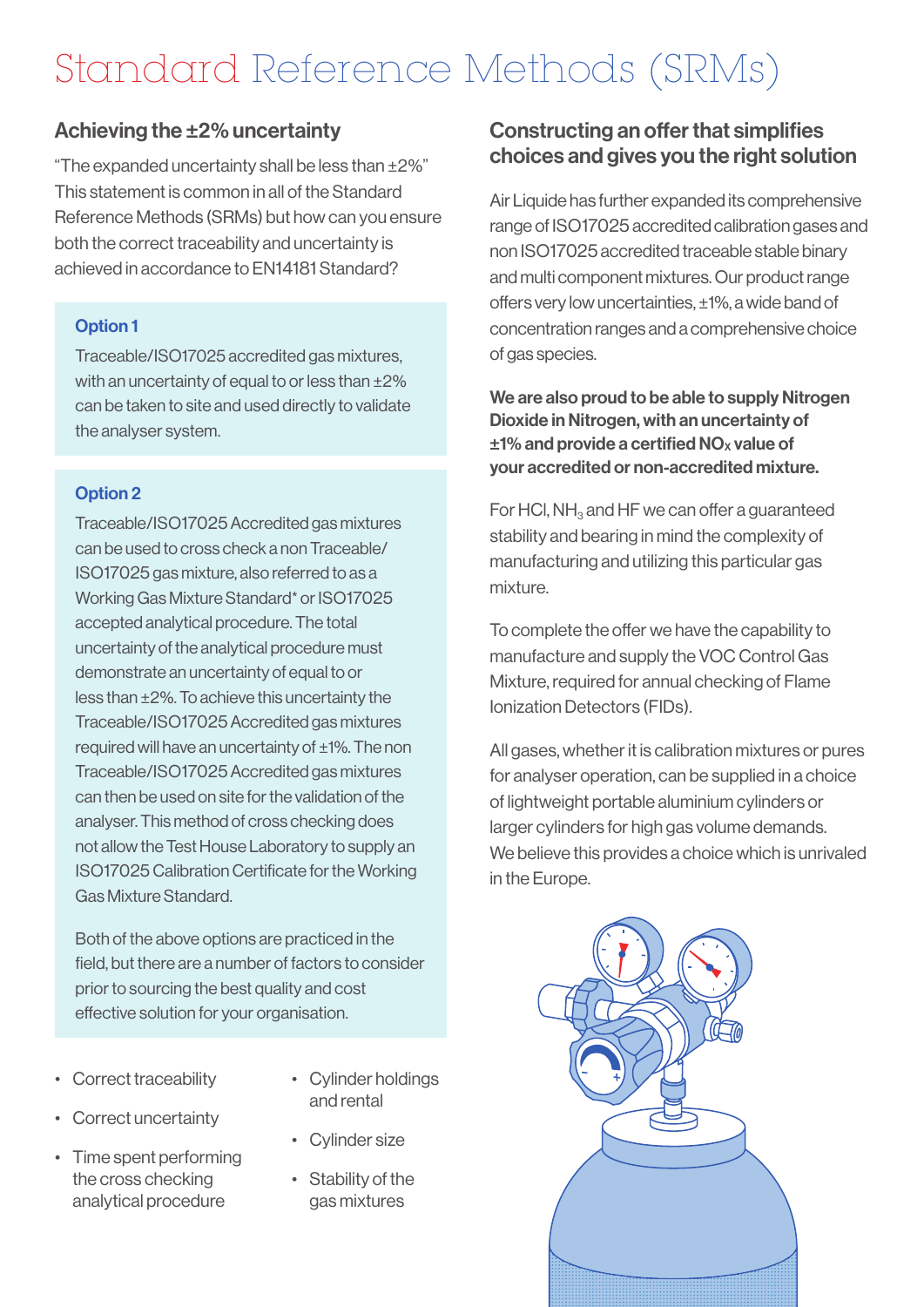# Standard Reference Methods (SRMs)

## Achieving the ±2% uncertainty

"The expanded uncertainty shall be less than ±2%" This statement is common in all of the Standard Reference Methods (SRMs) but how can you ensure both the correct traceability and uncertainty is achieved in accordance to EN14181 Standard?

### Option 1

Traceable/ISO17025 accredited gas mixtures, with an uncertainty of equal to or less than ±2% can be taken to site and used directly to validate the analyser system.

### Option 2

Traceable/ISO17025 Accredited gas mixtures can be used to cross check a non Traceable/ ISO17025 gas mixture, also referred to as a Working Gas Mixture Standard* or ISO17025 accepted analytical procedure. The total uncertainty of the analytical procedure must demonstrate an uncertainty of equal to or less than ±2%. To achieve this uncertainty the Traceable/ISO17025 Accredited gas mixtures required will have an uncertainty of ±1%. The non Traceable/ISO17025 Accredited gas mixtures can then be used on site for the validation of the analyser. This method of cross checking does not allow the Test House Laboratory to supply an ISO17025 Calibration Certificate for the Working Gas Mixture Standard.

Both of the above options are practiced in the field, but there are a number of factors to consider prior to sourcing the best quality and cost effective solution for your organisation.

- Correct traceability
- Correct uncertainty
- Time spent performing the cross checking analytical procedure
- Cylinder holdings and rental
- Cylinder size
- Stability of the gas mixtures

## Constructing an offer that simplifies choices and gives you the right solution

Air Liquide has further expanded its comprehensive range of ISO17025 accredited calibration gases and non ISO17025 accredited traceable stable binary and multi component mixtures. Our product range offers very low uncertainties, ±1%, a wide band of concentration ranges and a comprehensive choice of gas species.

**We are also proud to be able to supply Nitrogen Dioxide in Nitrogen, with an uncertainty of ±1% and provide a certified $NO_x$ value of your accredited or non-accredited mixture.**

For HCl, $NH_3$ and HF we can offer a guaranteed stability and bearing in mind the complexity of manufacturing and utilizing this particular gas mixture.

To complete the offer we have the capability to manufacture and supply the VOC Control Gas Mixture, required for annual checking of Flame Ionization Detectors (FIDs).

All gases, whether it is calibration mixtures or pures for analyser operation, can be supplied in a choice of lightweight portable aluminium cylinders or larger cylinders for high gas volume demands. We believe this provides a choice which is unrivaled in the Europe.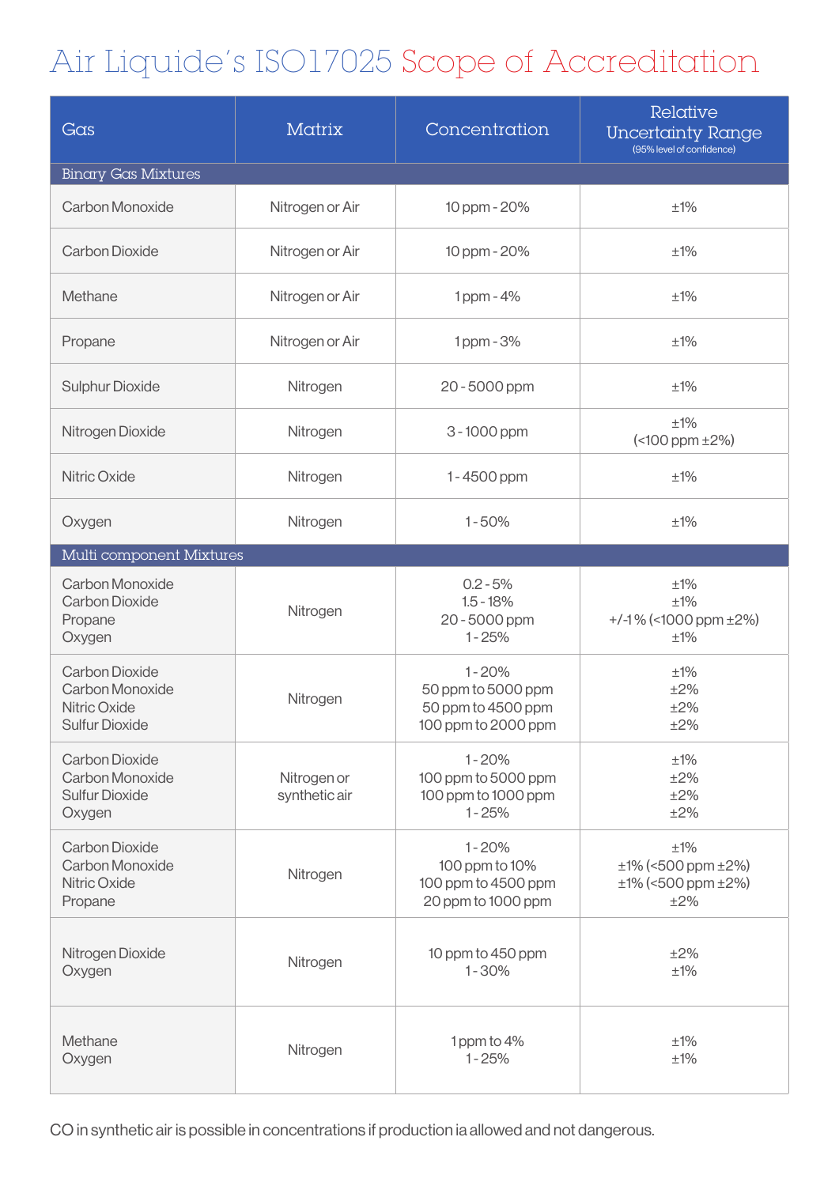# Air Liquide's ISO17025 Scope of Accreditation

| Gas | Matrix | Concentration | Relative Uncertainty Range (95% level of confidence) |
|---|---|---|---|
| **Binary Gas Mixtures** | | | |
| Carbon Monoxide | Nitrogen or Air | 10 ppm - 20% | ±1% |
| Carbon Dioxide | Nitrogen or Air | 10 ppm - 20% | ±1% |
| Methane | Nitrogen or Air | 1 ppm - 4% | ±1% |
| Propane | Nitrogen or Air | 1 ppm - 3% | ±1% |
| Sulphur Dioxide | Nitrogen | 20 - 5000 ppm | ±1% |
| Nitrogen Dioxide | Nitrogen | 3 - 1000 ppm | ±1% (<100 ppm ±2%) |
| Nitric Oxide | Nitrogen | 1 - 4500 ppm | ±1% |
| Oxygen | Nitrogen | 1 - 50% | ±1% |
| **Multi component Mixtures** | | | |
| Carbon Monoxide<br>Carbon Dioxide<br>Propane<br>Oxygen | Nitrogen | 0.2 - 5%<br>1.5 - 18%<br>20 - 5000 ppm<br>1 - 25% | ±1%<br>±1%<br>+/-1% (<1000 ppm ±2%)<br>±1% |
| Carbon Dioxide<br>Carbon Monoxide<br>Nitric Oxide<br>Sulfur Dioxide | Nitrogen | 1 - 20%<br>50 ppm to 5000 ppm<br>50 ppm to 4500 ppm<br>100 ppm to 2000 ppm | ±1%<br>±2%<br>±2%<br>±2% |
| Carbon Dioxide<br>Carbon Monoxide<br>Sulfur Dioxide<br>Oxygen | Nitrogen or synthetic air | 1 - 20%<br>100 ppm to 5000 ppm<br>100 ppm to 1000 ppm<br>1 - 25% | ±1%<br>±2%<br>±2%<br>±2% |
| Carbon Dioxide<br>Carbon Monoxide<br>Nitric Oxide<br>Propane | Nitrogen | 1 - 20%<br>100 ppm to 10%<br>100 ppm to 4500 ppm<br>20 ppm to 1000 ppm | ±1%<br>±1% (<500 ppm ±2%)<br>±1% (<500 ppm ±2%)<br>±2% |
| Nitrogen Dioxide<br>Oxygen | Nitrogen | 10 ppm to 450 ppm<br>1 - 30% | ±2%<br>±1% |
| Methane<br>Oxygen | Nitrogen | 1 ppm to 4%<br>1 - 25% | ±1%<br>±1% |

CO in synthetic air is possible in concentrations if production ia allowed and not dangerous.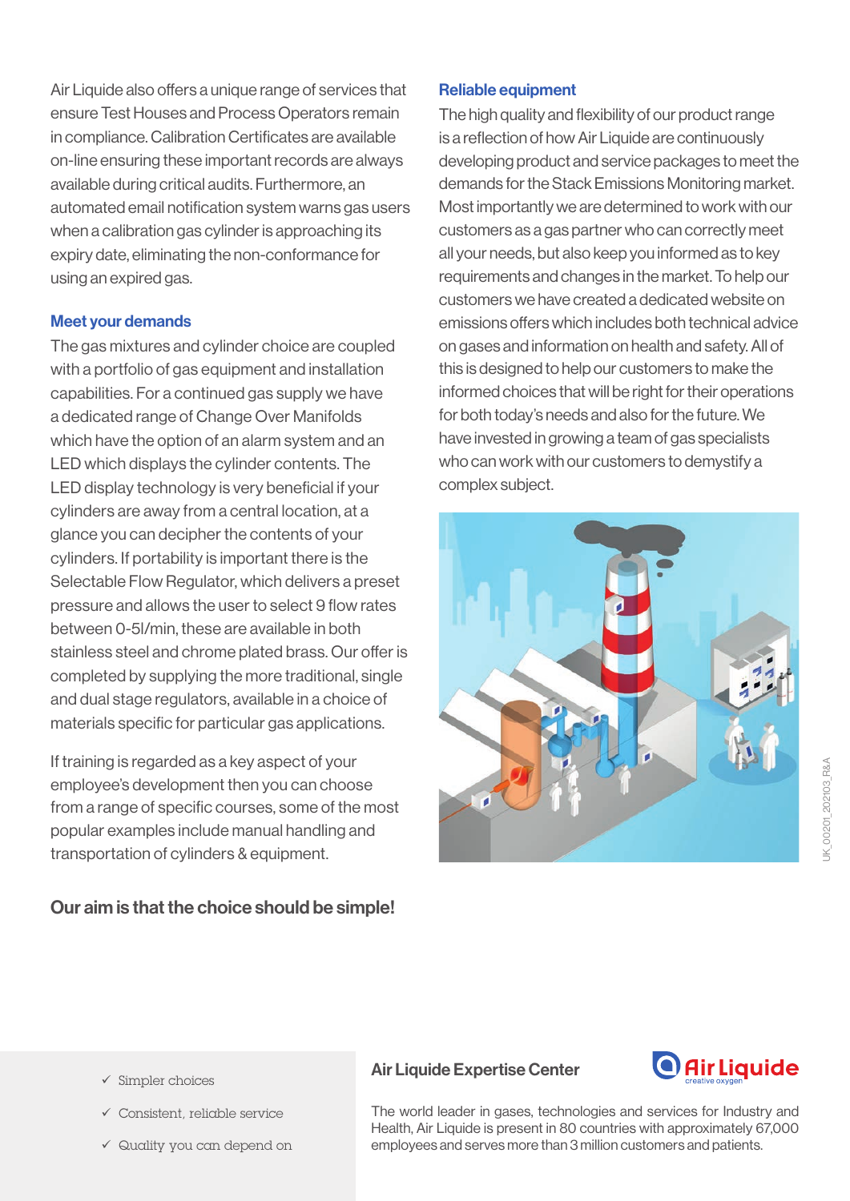Air Liquide also offers a unique range of services that ensure Test Houses and Process Operators remain in compliance. Calibration Certificates are available on-line ensuring these important records are always available during critical audits. Furthermore, an automated email notification system warns gas users when a calibration gas cylinder is approaching its expiry date, eliminating the non-conformance for using an expired gas.

### Meet your demands

The gas mixtures and cylinder choice are coupled with a portfolio of gas equipment and installation capabilities. For a continued gas supply we have a dedicated range of Change Over Manifolds which have the option of an alarm system and an LED which displays the cylinder contents. The LED display technology is very beneficial if your cylinders are away from a central location, at a glance you can decipher the contents of your cylinders. If portability is important there is the Selectable Flow Regulator, which delivers a preset pressure and allows the user to select 9 flow rates between 0-5l/min, these are available in both stainless steel and chrome plated brass. Our offer is completed by supplying the more traditional, single and dual stage regulators, available in a choice of materials specific for particular gas applications.

If training is regarded as a key aspect of your employee's development then you can choose from a range of specific courses, some of the most popular examples include manual handling and transportation of cylinders & equipment.

## Our aim is that the choice should be simple!

### Reliable equipment

The high quality and flexibility of our product range is a reflection of how Air Liquide are continuously developing product and service packages to meet the demands for the Stack Emissions Monitoring market. Most importantly we are determined to work with our customers as a gas partner who can correctly meet all your needs, but also keep you informed as to key requirements and changes in the market. To help our customers we have created a dedicated website on emissions offers which includes both technical advice on gases and information on health and safety. All of this is designed to help our customers to make the informed choices that will be right for their operations for both today's needs and also for the future. We have invested in growing a team of gas specialists who can work with our customers to demystify a complex subject.

UK_00201_202103_R&A

- ✓ Simpler choices
- ✓ Consistent, reliable service
- ✓ Quality you can depend on

### Air Liquide Expertise Center

Air Liquide
creative oxygen

The world leader in gases, technologies and services for Industry and Health, Air Liquide is present in 80 countries with approximately 67,000 employees and serves more than 3 million customers and patients.